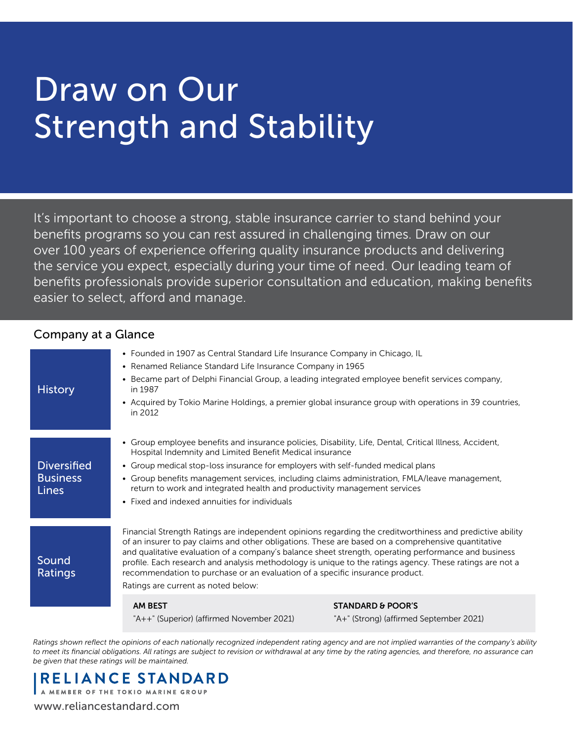# Draw on Our Strength and Stability

It's important to choose a strong, stable insurance carrier to stand behind your benefits programs so you can rest assured in challenging times. Draw on our over 100 years of experience offering quality insurance products and delivering the service you expect, especially during your time of need. Our leading team of benefits professionals provide superior consultation and education, making benefits easier to select, afford and manage.

## Company at a Glance

### History

- Founded in 1907 as Central Standard Life Insurance Company in Chicago, IL
- Renamed Reliance Standard Life Insurance Company in 1965
- Became part of Delphi Financial Group, a leading integrated employee benefit services company, in 1987
- Acquired by Tokio Marine Holdings, a premier global insurance group with operations in 39 countries, in 2012

### Diversified Business Lines

- Group employee benefits and insurance policies, Disability, Life, Dental, Critical Illness, Accident, Hospital Indemnity and Limited Benefit Medical insurance
- Group medical stop-loss insurance for employers with self-funded medical plans
- Group benefits management services, including claims administration, FMLA/leave management, return to work and integrated health and productivity management services
- Fixed and indexed annuities for individuals

### Sound Ratings

Financial Strength Ratings are independent opinions regarding the creditworthiness and predictive ability of an insurer to pay claims and other obligations. These are based on a comprehensive quantitative and qualitative evaluation of a company's balance sheet strength, operating performance and business profile. Each research and analysis methodology is unique to the ratings agency. These ratings are not a recommendation to purchase or an evaluation of a specific insurance product.

Ratings are current as noted below:

| **AM BEST** | **STANDARD & POOR'S** |
|---|---|
| "A++" (Superior) (affirmed November 2021) | "A+" (Strong) (affirmed September 2021) |

*Ratings shown reflect the opinions of each nationally recognized independent rating agency and are not implied warranties of the company's ability to meet its financial obligations. All ratings are subject to revision or withdrawal at any time by the rating agencies, and therefore, no assurance can be given that these ratings will be maintained.*

**RELIANCE STANDARD**
A MEMBER OF THE TOKIO MARINE GROUP

www.reliancestandard.com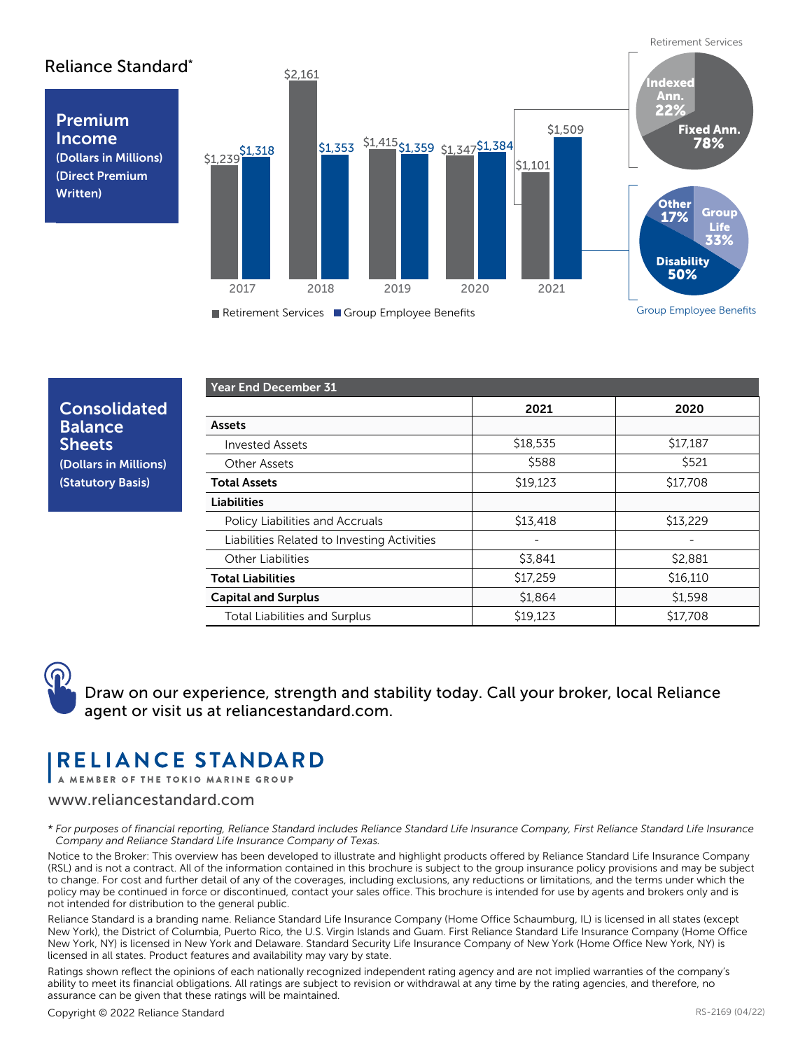## Reliance Standard*

**Premium Income**
**(Dollars in Millions)**
**(Direct Premium Written)**

$1,239 $1,318
2017

$2,161 $1,353
2018

$1,415 $1,359
2019

$1,347 $1,384
2020

$1,101 $1,509
2021

Retirement Services  Group Employee Benefits

Retirement Services

Indexed Ann. 22%
Fixed Ann. 78%

Other 17%
Group Life 33%
Disability 50%

Group Employee Benefits

**Consolidated Balance Sheets**
**(Dollars in Millions)**
**(Statutory Basis)**

| Year End December 31 | 2021 | 2020 |
|---|---|---|
| **Assets** | | |
| Invested Assets | $18,535 | $17,187 |
| Other Assets | $588 | $521 |
| **Total Assets** | $19,123 | $17,708 |
| **Liabilities** | | |
| Policy Liabilities and Accruals | $13,418 | $13,229 |
| Liabilities Related to Investing Activities | - | - |
| Other Liabilities | $3,841 | $2,881 |
| **Total Liabilities** | $17,259 | $16,110 |
| **Capital and Surplus** | $1,864 | $1,598 |
| Total Liabilities and Surplus | $19,123 | $17,708 |

Draw on our experience, strength and stability today. Call your broker, local Reliance agent or visit us at reliancestandard.com.

**RELIANCE STANDARD**
A MEMBER OF THE TOKIO MARINE GROUP

www.reliancestandard.com

*\* For purposes of financial reporting, Reliance Standard includes Reliance Standard Life Insurance Company, First Reliance Standard Life Insurance Company and Reliance Standard Life Insurance Company of Texas.*

Notice to the Broker: This overview has been developed to illustrate and highlight products offered by Reliance Standard Life Insurance Company (RSL) and is not a contract. All of the information contained in this brochure is subject to the group insurance policy provisions and may be subject to change. For cost and further detail of any of the coverages, including exclusions, any reductions or limitations, and the terms under which the policy may be continued in force or discontinued, contact your sales office. This brochure is intended for use by agents and brokers only and is not intended for distribution to the general public.

Reliance Standard is a branding name. Reliance Standard Life Insurance Company (Home Office Schaumburg, IL) is licensed in all states (except New York), the District of Columbia, Puerto Rico, the U.S. Virgin Islands and Guam. First Reliance Standard Life Insurance Company (Home Office New York, NY) is licensed in New York and Delaware. Standard Security Life Insurance Company of New York (Home Office New York, NY) is licensed in all states. Product features and availability may vary by state.

Ratings shown reflect the opinions of each nationally recognized independent rating agency and are not implied warranties of the company's ability to meet its financial obligations. All ratings are subject to revision or withdrawal at any time by the rating agencies, and therefore, no assurance can be given that these ratings will be maintained.

Copyright © 2022 Reliance Standard

RS-2169 (04/22)